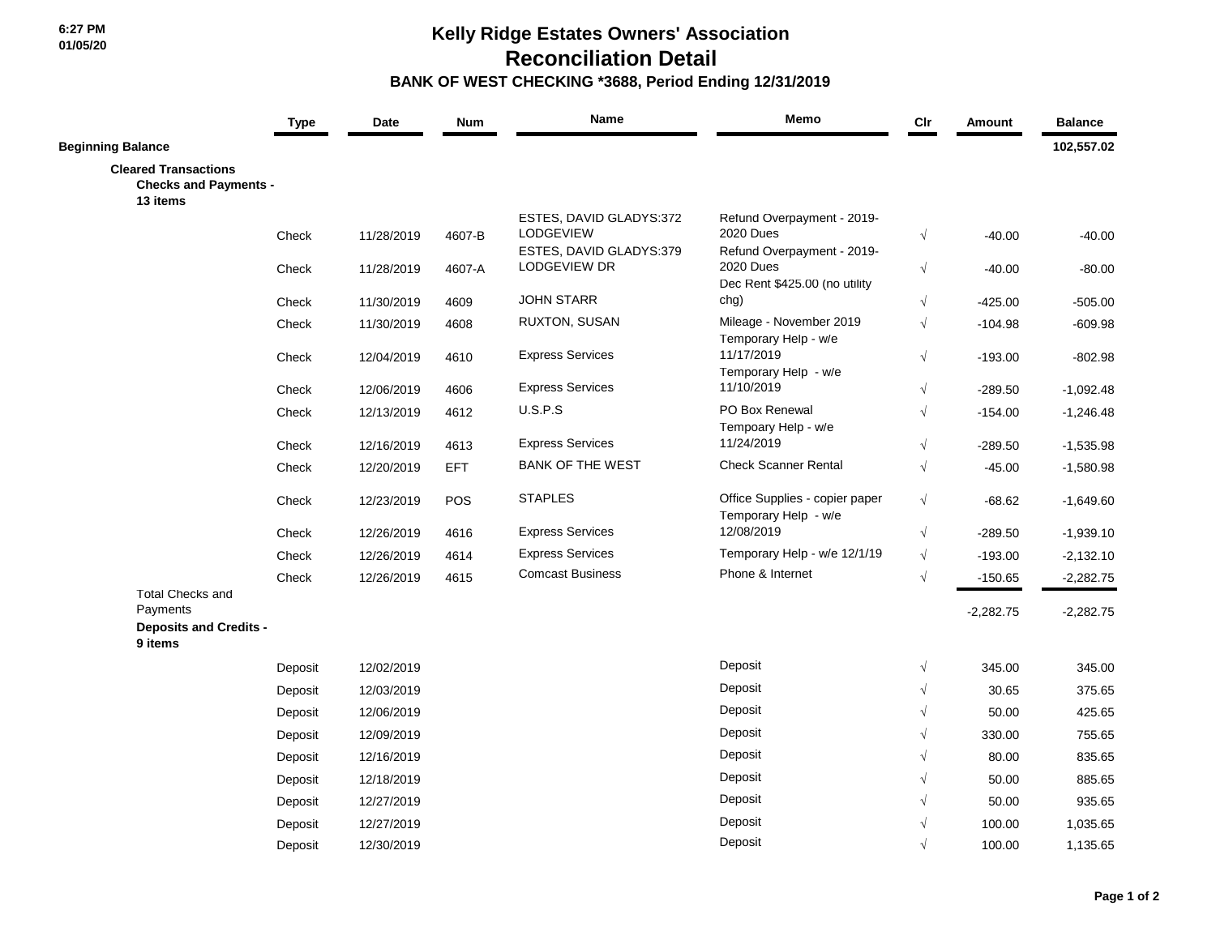6:27 PM
01/05/20

# Kelly Ridge Estates Owners' Association
## Reconciliation Detail
### BANK OF WEST CHECKING *3688, Period Ending 12/31/2019

| | Type | Date | Num | Name | Memo | Clr | Amount | Balance |
|---|---|---|---|---|---|---|---|---|
| **Beginning Balance** | | | | | | | | **102,557.02** |
| **Cleared Transactions** | | | | | | | | |
| **Checks and Payments - 13 items** | | | | | | | | |
| | Check | 11/28/2019 | 4607-B | ESTES, DAVID GLADYS:372 LODGEVIEW | Refund Overpayment - 2019-2020 Dues | √ | -40.00 | -40.00 |
| | Check | 11/28/2019 | 4607-A | ESTES, DAVID GLADYS:379 LODGEVIEW DR | Refund Overpayment - 2019-2020 Dues | √ | -40.00 | -80.00 |
| | Check | 11/30/2019 | 4609 | JOHN STARR | Dec Rent $425.00 (no utility chg) | √ | -425.00 | -505.00 |
| | Check | 11/30/2019 | 4608 | RUXTON, SUSAN | Mileage - November 2019 | √ | -104.98 | -609.98 |
| | Check | 12/04/2019 | 4610 | Express Services | Temporary Help - w/e 11/17/2019 | √ | -193.00 | -802.98 |
| | Check | 12/06/2019 | 4606 | Express Services | Temporary Help - w/e 11/10/2019 | √ | -289.50 | -1,092.48 |
| | Check | 12/13/2019 | 4612 | U.S.P.S | PO Box Renewal | √ | -154.00 | -1,246.48 |
| | Check | 12/16/2019 | 4613 | Express Services | Tempoary Help - w/e 11/24/2019 | √ | -289.50 | -1,535.98 |
| | Check | 12/20/2019 | EFT | BANK OF THE WEST | Check Scanner Rental | √ | -45.00 | -1,580.98 |
| | Check | 12/23/2019 | POS | STAPLES | Office Supplies - copier paper | √ | -68.62 | -1,649.60 |
| | Check | 12/26/2019 | 4616 | Express Services | Temporary Help - w/e 12/08/2019 | √ | -289.50 | -1,939.10 |
| | Check | 12/26/2019 | 4614 | Express Services | Temporary Help - w/e 12/1/19 | √ | -193.00 | -2,132.10 |
| | Check | 12/26/2019 | 4615 | Comcast Business | Phone & Internet | √ | -150.65 | -2,282.75 |
| Total Checks and Payments | | | | | | | -2,282.75 | -2,282.75 |
| **Deposits and Credits - 9 items** | | | | | | | | |
| | Deposit | 12/02/2019 | | | Deposit | √ | 345.00 | 345.00 |
| | Deposit | 12/03/2019 | | | Deposit | √ | 30.65 | 375.65 |
| | Deposit | 12/06/2019 | | | Deposit | √ | 50.00 | 425.65 |
| | Deposit | 12/09/2019 | | | Deposit | √ | 330.00 | 755.65 |
| | Deposit | 12/16/2019 | | | Deposit | √ | 80.00 | 835.65 |
| | Deposit | 12/18/2019 | | | Deposit | √ | 50.00 | 885.65 |
| | Deposit | 12/27/2019 | | | Deposit | √ | 50.00 | 935.65 |
| | Deposit | 12/27/2019 | | | Deposit | √ | 100.00 | 1,035.65 |
| | Deposit | 12/30/2019 | | | Deposit | √ | 100.00 | 1,135.65 |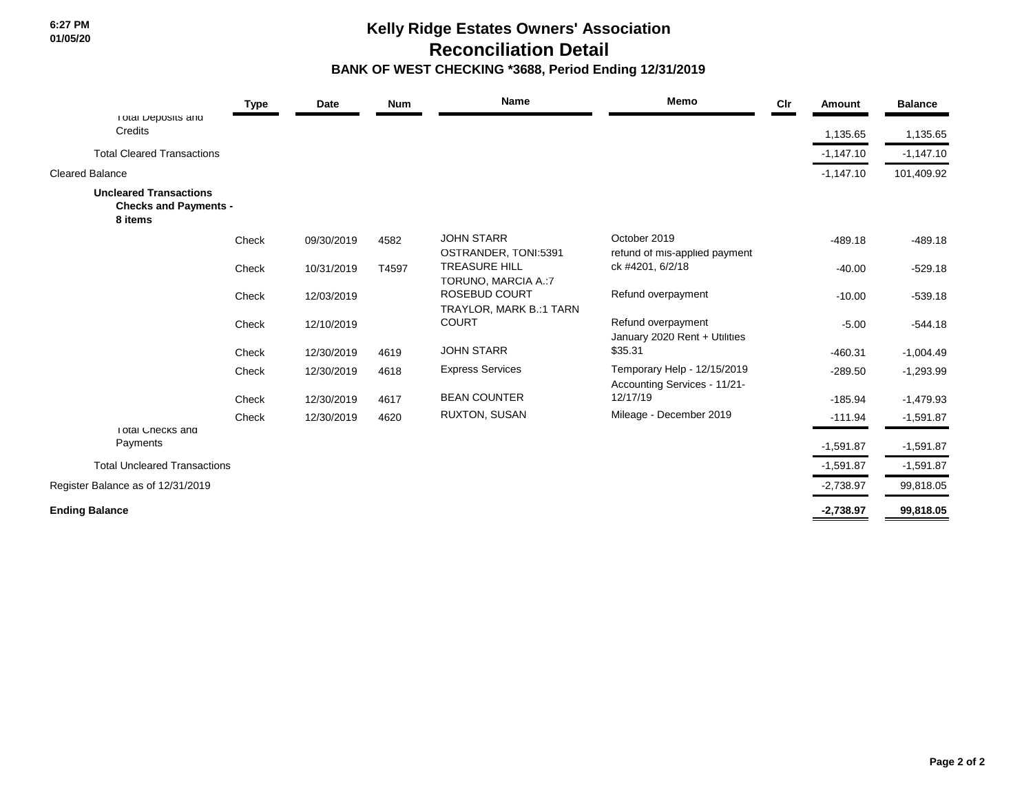6:27 PM
01/05/20

# Kelly Ridge Estates Owners' Association

## Reconciliation Detail

### BANK OF WEST CHECKING *3688, Period Ending 12/31/2019

| | Type | Date | Num | Name | Memo | Clr | Amount | Balance |
|---|---|---|---|---|---|---|---|---|
| Total Deposits and Credits | | | | | | | 1,135.65 | 1,135.65 |
| Total Cleared Transactions | | | | | | | -1,147.10 | -1,147.10 |
| Cleared Balance | | | | | | | -1,147.10 | 101,409.92 |
| **Uncleared Transactions** | | | | | | | | |
| **Checks and Payments - 8 items** | | | | | | | | |
| | Check | 09/30/2019 | 4582 | JOHN STARR | October 2019 | | -489.18 | -489.18 |
| | Check | 10/31/2019 | T4597 | OSTRANDER, TONI:5391 TREASURE HILL | refund of mis-applied payment ck #4201, 6/2/18 | | -40.00 | -529.18 |
| | Check | 12/03/2019 | | TORUNO, MARCIA A.:7 ROSEBUD COURT | Refund overpayment | | -10.00 | -539.18 |
| | Check | 12/10/2019 | | TRAYLOR, MARK B.:1 TARN COURT | Refund overpayment | | -5.00 | -544.18 |
| | Check | 12/30/2019 | 4619 | JOHN STARR | January 2020 Rent + Utilities $35.31 | | -460.31 | -1,004.49 |
| | Check | 12/30/2019 | 4618 | Express Services | Temporary Help - 12/15/2019 | | -289.50 | -1,293.99 |
| | Check | 12/30/2019 | 4617 | BEAN COUNTER | Accounting Services - 11/21-12/17/19 | | -185.94 | -1,479.93 |
| | Check | 12/30/2019 | 4620 | RUXTON, SUSAN | Mileage - December 2019 | | -111.94 | -1,591.87 |
| Total Checks and Payments | | | | | | | -1,591.87 | -1,591.87 |
| Total Uncleared Transactions | | | | | | | -1,591.87 | -1,591.87 |
| Register Balance as of 12/31/2019 | | | | | | | -2,738.97 | 99,818.05 |
| **Ending Balance** | | | | | | | **-2,738.97** | **99,818.05** |